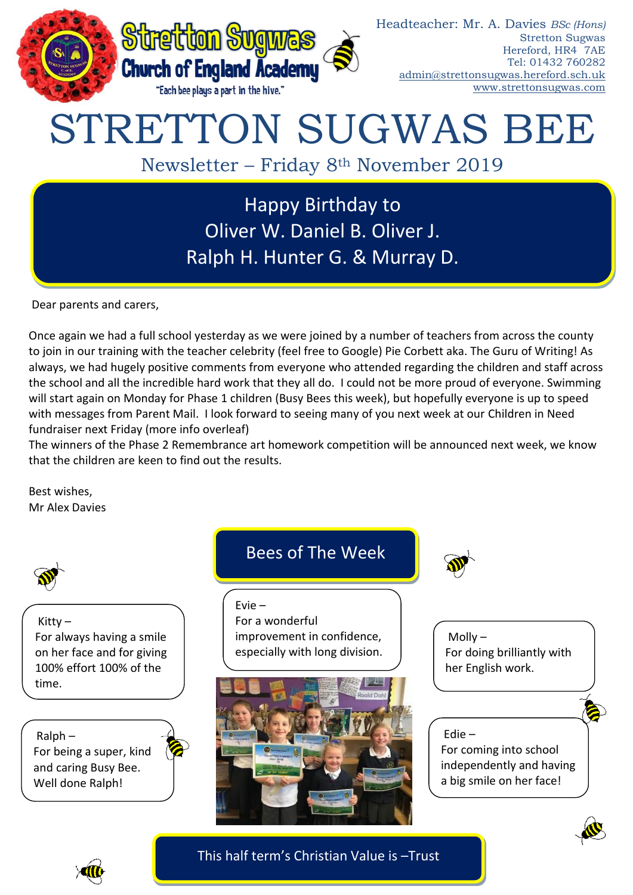Stretton Sugwas Church of England Academy

"Each bee plays a part in the hive."

Headteacher: Mr. A. Davies *BSc (Hons)*
Stretton Sugwas
Hereford, HR4 7AE
Tel: 01432 760282
admin@strettonsugwas.hereford.sch.uk
www.strettonsugwas.com

# STRETTON SUGWAS BEE

## Newsletter – Friday 8th November 2019

**Happy Birthday to**
**Oliver W. Daniel B. Oliver J.**
**Ralph H. Hunter G. & Murray D.**

Dear parents and carers,

Once again we had a full school yesterday as we were joined by a number of teachers from across the county to join in our training with the teacher celebrity (feel free to Google) Pie Corbett aka. The Guru of Writing! As always, we had hugely positive comments from everyone who attended regarding the children and staff across the school and all the incredible hard work that they all do. I could not be more proud of everyone. Swimming will start again on Monday for Phase 1 children (Busy Bees this week), but hopefully everyone is up to speed with messages from Parent Mail. I look forward to seeing many of you next week at our Children in Need fundraiser next Friday (more info overleaf)
The winners of the Phase 2 Remembrance art homework competition will be announced next week, we know that the children are keen to find out the results.

Best wishes,
Mr Alex Davies

## Bees of The Week

Kitty – For always having a smile on her face and for giving 100% effort 100% of the time.

Evie – For a wonderful improvement in confidence, especially with long division.

Molly – For doing brilliantly with her English work.

Ralph – For being a super, kind and caring Busy Bee. Well done Ralph!

Edie – For coming into school independently and having a big smile on her face!

**This half term's Christian Value is –Trust**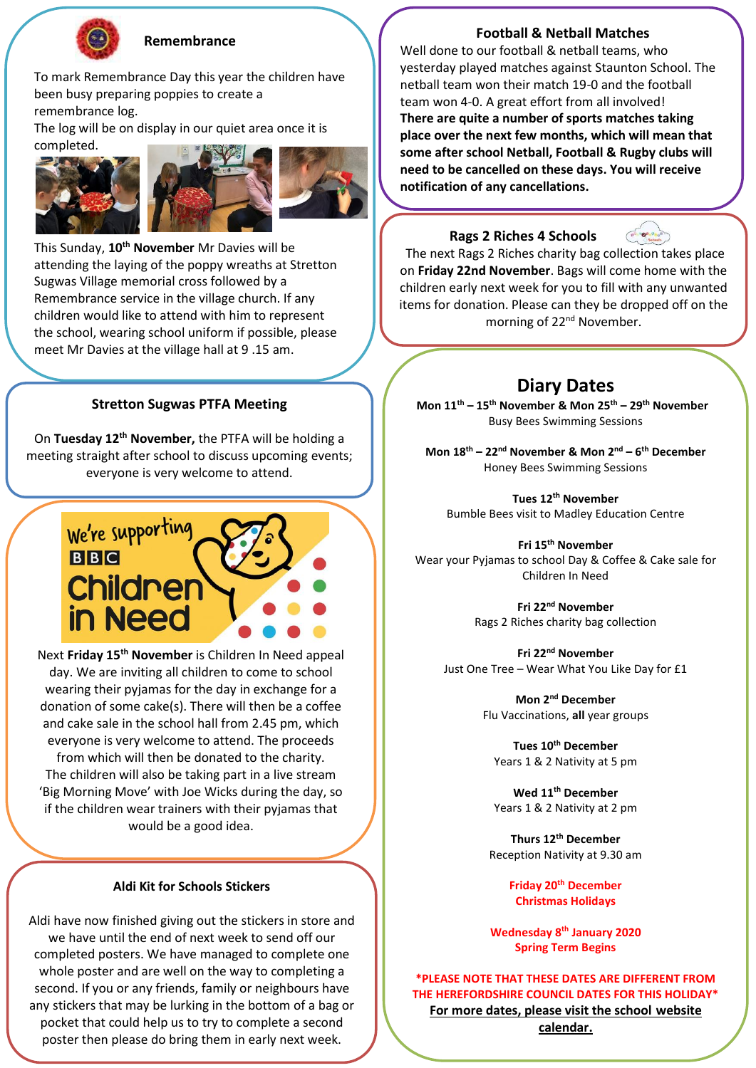## Remembrance

To mark Remembrance Day this year the children have been busy preparing poppies to create a remembrance log.
The log will be on display in our quiet area once it is completed.

This Sunday, **10th November** Mr Davies will be attending the laying of the poppy wreaths at Stretton Sugwas Village memorial cross followed by a Remembrance service in the village church. If any children would like to attend with him to represent the school, wearing school uniform if possible, please meet Mr Davies at the village hall at 9 .15 am.

## Stretton Sugwas PTFA Meeting

On **Tuesday 12th November,** the PTFA will be holding a meeting straight after school to discuss upcoming events; everyone is very welcome to attend.

We're supporting BBC Children in Need

Next **Friday 15th November** is Children In Need appeal day. We are inviting all children to come to school wearing their pyjamas for the day in exchange for a donation of some cake(s). There will then be a coffee and cake sale in the school hall from 2.45 pm, which everyone is very welcome to attend. The proceeds from which will then be donated to the charity.
The children will also be taking part in a live stream 'Big Morning Move' with Joe Wicks during the day, so if the children wear trainers with their pyjamas that would be a good idea.

## Aldi Kit for Schools Stickers

Aldi have now finished giving out the stickers in store and we have until the end of next week to send off our completed posters. We have managed to complete one whole poster and are well on the way to completing a second. If you or any friends, family or neighbours have any stickers that may be lurking in the bottom of a bag or pocket that could help us to try to complete a second poster then please do bring them in early next week.

## Football & Netball Matches

Well done to our football & netball teams, who yesterday played matches against Staunton School. The netball team won their match 19-0 and the football team won 4-0. A great effort from all involved!
**There are quite a number of sports matches taking place over the next few months, which will mean that some after school Netball, Football & Rugby clubs will need to be cancelled on these days. You will receive notification of any cancellations.**

## Rags 2 Riches 4 Schools

The next Rags 2 Riches charity bag collection takes place on **Friday 22nd November**. Bags will come home with the children early next week for you to fill with any unwanted items for donation. Please can they be dropped off on the morning of 22nd November.

## Diary Dates

**Mon 11th – 15th November & Mon 25th – 29th November**
Busy Bees Swimming Sessions

**Mon 18th – 22nd November & Mon 2nd – 6th December**
Honey Bees Swimming Sessions

**Tues 12th November**
Bumble Bees visit to Madley Education Centre

**Fri 15th November**
Wear your Pyjamas to school Day & Coffee & Cake sale for Children In Need

**Fri 22nd November**
Rags 2 Riches charity bag collection

**Fri 22nd November**
Just One Tree – Wear What You Like Day for £1

**Mon 2nd December**
Flu Vaccinations, **all** year groups

**Tues 10th December**
Years 1 & 2 Nativity at 5 pm

**Wed 11th December**
Years 1 & 2 Nativity at 2 pm

**Thurs 12th December**
Reception Nativity at 9.30 am

**Friday 20th December**
**Christmas Holidays**

**Wednesday 8th January 2020**
**Spring Term Begins**

**\*PLEASE NOTE THAT THESE DATES ARE DIFFERENT FROM THE HEREFORDSHIRE COUNCIL DATES FOR THIS HOLIDAY\***
**For more dates, please visit the school website calendar.**